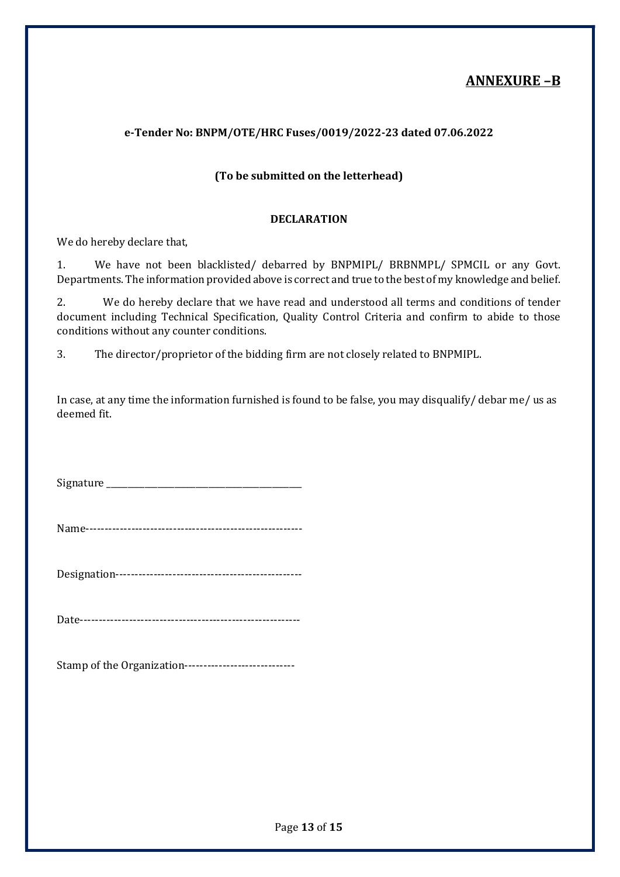# ANNEXURE –B

**e-Tender No: BNPM/OTE/HRC Fuses/0019/2022-23 dated 07.06.2022**

**(To be submitted on the letterhead)**

**DECLARATION**

We do hereby declare that,

1. We have not been blacklisted/ debarred by BNPMIPL/ BRBNMPL/ SPMCIL or any Govt. Departments. The information provided above is correct and true to the best of my knowledge and belief.

2. We do hereby declare that we have read and understood all terms and conditions of tender document including Technical Specification, Quality Control Criteria and confirm to abide to those conditions without any counter conditions.

3. The director/proprietor of the bidding firm are not closely related to BNPMIPL.

In case, at any time the information furnished is found to be false, you may disqualify/ debar me/ us as deemed fit.

Signature _______________________________

Name-------------------------------------------------------

Designation-----------------------------------------------

Date---------------------------------------------------------

Stamp of the Organization----------------------------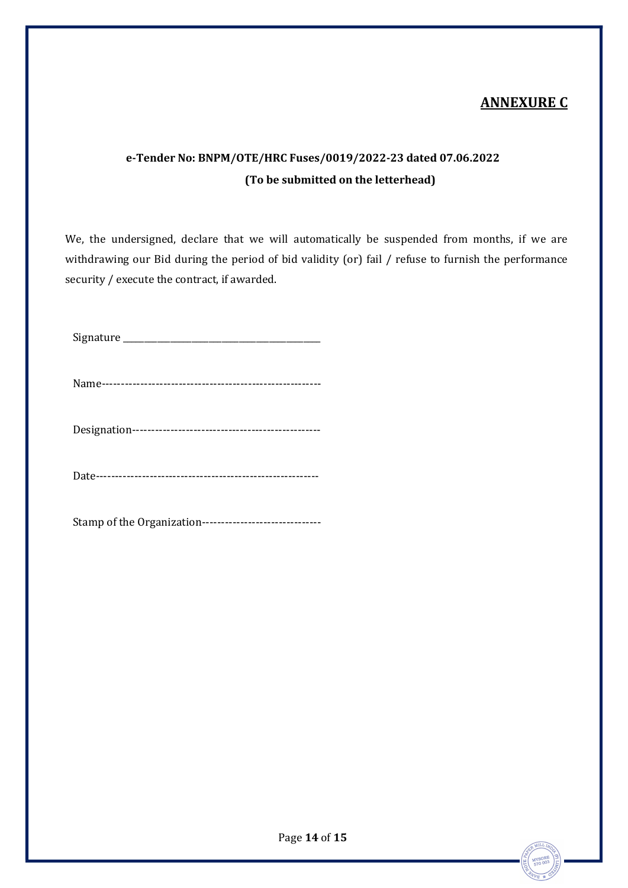## ANNEXURE C

**e-Tender No: BNPM/OTE/HRC Fuses/0019/2022-23 dated 07.06.2022**

**(To be submitted on the letterhead)**

We, the undersigned, declare that we will automatically be suspended from months, if we are withdrawing our Bid during the period of bid validity (or) fail / refuse to furnish the performance security / execute the contract, if awarded.

Signature \_\_\_\_\_\_\_\_\_\_\_\_\_\_\_\_\_\_\_\_\_\_\_\_\_\_\_\_\_\_\_\_\_\_\_\_\_\_\_\_\_\_\_

Name--------------------------------------------------------

Designation-------------------------------------------------

Date----------------------------------------------------------

Stamp of the Organization-------------------------------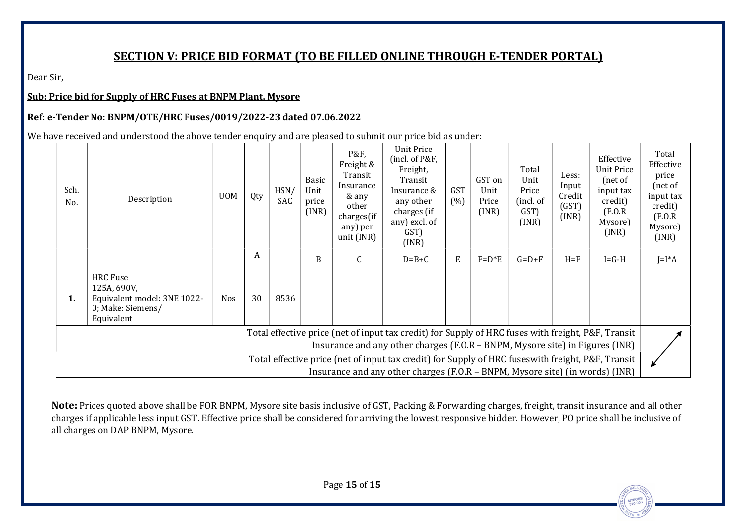## SECTION V: PRICE BID FORMAT (TO BE FILLED ONLINE THROUGH E-TENDER PORTAL)

Dear Sir,

**Sub: Price bid for Supply of HRC Fuses at BNPM Plant, Mysore**

**Ref: e-Tender No: BNPM/OTE/HRC Fuses/0019/2022-23 dated 07.06.2022**

We have received and understood the above tender enquiry and are pleased to submit our price bid as under:

| Sch. No. | Description | UOM | Qty | HSN/ SAC | Basic Unit price (INR) | P&F, Freight & Transit Insurance & any other charges(if any) per unit (INR) | Unit Price (incl. of P&F, Freight, Transit Insurance & any other charges (if any) excl. of GST) (INR) | GST (%) | GST on Unit Price (INR) | Total Unit Price (incl. of GST) (INR) | Less: Input Credit (GST) (INR) | Effective Unit Price (net of input tax credit) (F.O.R Mysore) (INR) | Total Effective price (net of input tax credit) (F.O.R Mysore) (INR) |
|---|---|---|---|---|---|---|---|---|---|---|---|---|---|
| | | | A | | B | C | D=B+C | E | F=D*E | G=D+F | H=F | I=G-H | J=I*A |
| **1.** | HRC Fuse 125A, 690V, Equivalent model: 3NE 1022-0; Make: Siemens/ Equivalent | Nos | 30 | 8536 | | | | | | | | | |
| Total effective price (net of input tax credit) for Supply of HRC fuses with freight, P&F, Transit Insurance and any other charges (F.O.R – BNPM, Mysore site) in Figures (INR) | | | | | | | | | | | | | |
| Total effective price (net of input tax credit) for Supply of HRC fuseswith freight, P&F, Transit Insurance and any other charges (F.O.R – BNPM, Mysore site) (in words) (INR) | | | | | | | | | | | | | |

**Note:** Prices quoted above shall be FOR BNPM, Mysore site basis inclusive of GST, Packing & Forwarding charges, freight, transit insurance and all other charges if applicable less input GST. Effective price shall be considered for arriving the lowest responsive bidder. However, PO price shall be inclusive of all charges on DAP BNPM, Mysore.